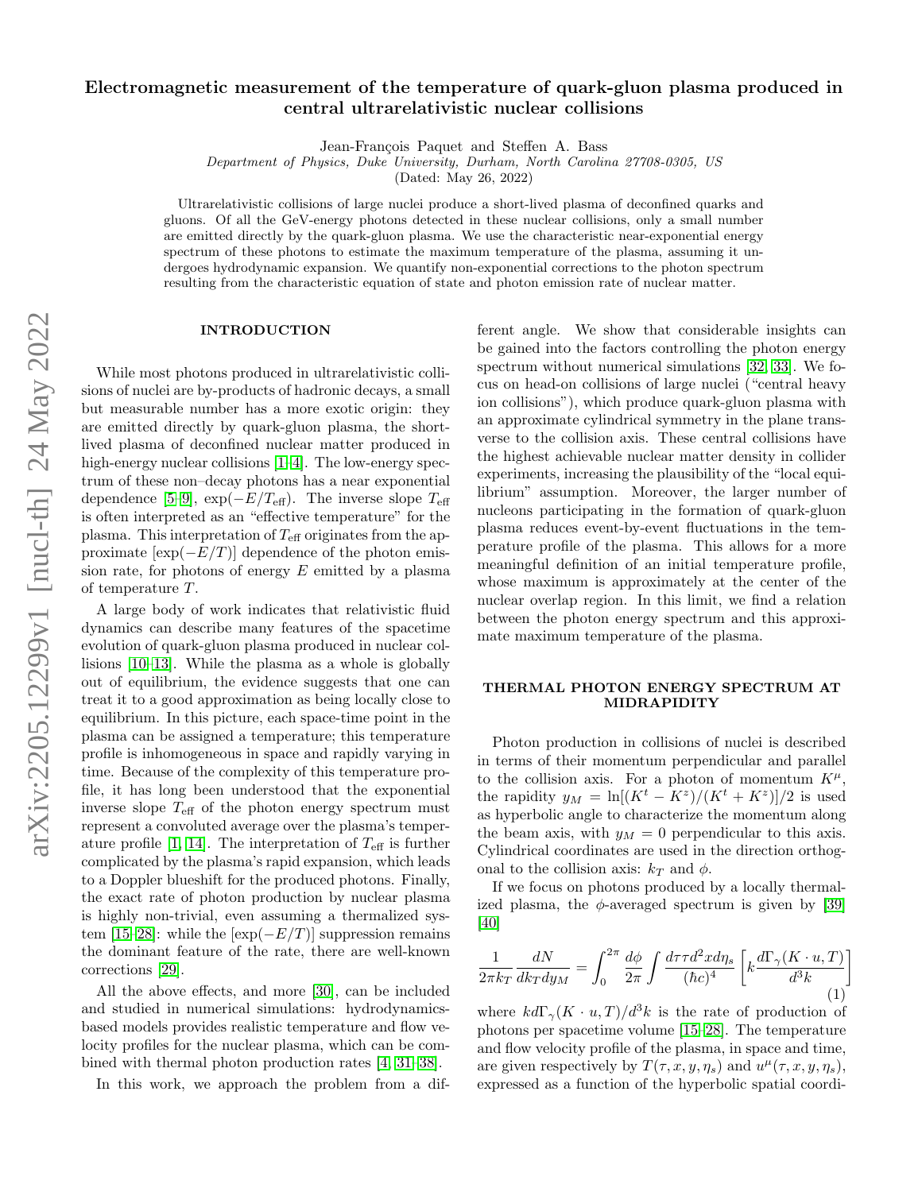# Electromagnetic measurement of the temperature of quark-gluon plasma produced in central ultrarelativistic nuclear collisions

Jean-François Paquet and Steffen A. Bass

*Department of Physics, Duke University, Durham, North Carolina 27708-0305, US*

(Dated: May 26, 2022)

Ultrarelativistic collisions of large nuclei produce a short-lived plasma of deconfined quarks and gluons. Of all the GeV-energy photons detected in these nuclear collisions, only a small number are emitted directly by the quark-gluon plasma. We use the characteristic near-exponential energy spectrum of these photons to estimate the maximum temperature of the plasma, assuming it undergoes hydrodynamic expansion. We quantify non-exponential corrections to the photon spectrum resulting from the characteristic equation of state and photon emission rate of nuclear matter.

## INTRODUCTION

While most photons produced in ultrarelativistic collisions of nuclei are by-products of hadronic decays, a small but measurable number has a more exotic origin: they are emitted directly by quark-gluon plasma, the short-lived plasma of deconfined nuclear matter produced in high-energy nuclear collisions [1–4]. The low-energy spectrum of these non–decay photons has a near exponential dependence [5–9], $\exp(-E/T_{\rm eff})$. The inverse slope $T_{\rm eff}$ is often interpreted as an "effective temperature" for the plasma. This interpretation of $T_{\rm eff}$ originates from the approximate $[\exp(-E/T)]$ dependence of the photon emission rate, for photons of energy $E$ emitted by a plasma of temperature $T$.

A large body of work indicates that relativistic fluid dynamics can describe many features of the spacetime evolution of quark-gluon plasma produced in nuclear collisions [10–13]. While the plasma as a whole is globally out of equilibrium, the evidence suggests that one can treat it to a good approximation as being locally close to equilibrium. In this picture, each space-time point in the plasma can be assigned a temperature; this temperature profile is inhomogeneous in space and rapidly varying in time. Because of the complexity of this temperature profile, it has long been understood that the exponential inverse slope $T_{\rm eff}$ of the photon energy spectrum must represent a convoluted average over the plasma's temperature profile [1, 14]. The interpretation of $T_{\rm eff}$ is further complicated by the plasma's rapid expansion, which leads to a Doppler blueshift for the produced photons. Finally, the exact rate of photon production by nuclear plasma is highly non-trivial, even assuming a thermalized system [15–28]: while the $[\exp(-E/T)]$ suppression remains the dominant feature of the rate, there are well-known corrections [29].

All the above effects, and more [30], can be included and studied in numerical simulations: hydrodynamics-based models provides realistic temperature and flow velocity profiles for the nuclear plasma, which can be combined with thermal photon production rates [4, 31–38].

In this work, we approach the problem from a different angle. We show that considerable insights can be gained into the factors controlling the photon energy spectrum without numerical simulations [32, 33]. We focus on head-on collisions of large nuclei ("central heavy ion collisions"), which produce quark-gluon plasma with an approximate cylindrical symmetry in the plane transverse to the collision axis. These central collisions have the highest achievable nuclear matter density in collider experiments, increasing the plausibility of the "local equilibrium" assumption. Moreover, the larger number of nucleons participating in the formation of quark-gluon plasma reduces event-by-event fluctuations in the temperature profile of the plasma. This allows for a more meaningful definition of an initial temperature profile, whose maximum is approximately at the center of the nuclear overlap region. In this limit, we find a relation between the photon energy spectrum and this approximate maximum temperature of the plasma.

## THERMAL PHOTON ENERGY SPECTRUM AT MIDRAPIDITY

Photon production in collisions of nuclei is described in terms of their momentum perpendicular and parallel to the collision axis. For a photon of momentum $K^\mu$, the rapidity $y_M = \ln[(K^t - K^z)/(K^t + K^z)]/2$ is used as hyperbolic angle to characterize the momentum along the beam axis, with $y_M = 0$ perpendicular to this axis. Cylindrical coordinates are used in the direction orthogonal to the collision axis: $k_T$ and $\phi$.

If we focus on photons produced by a locally thermalized plasma, the $\phi$-averaged spectrum is given by [39] [40]

$$\frac{1}{2\pi k_T}\frac{dN}{dk_T dy_M} = \int_0^{2\pi}\frac{d\phi}{2\pi}\int\frac{d\tau\tau d^2x d\eta_s}{(\hbar c)^4}\left[k\frac{d\Gamma_\gamma(K\cdot u,T)}{d^3k}\right] \tag{1}$$

where $kd\Gamma_\gamma(K\cdot u,T)/d^3k$ is the rate of production of photons per spacetime volume [15–28]. The temperature and flow velocity profile of the plasma, in space and time, are given respectively by $T(\tau,x,y,\eta_s)$ and $u^\mu(\tau,x,y,\eta_s)$, expressed as a function of the hyperbolic spatial coordi-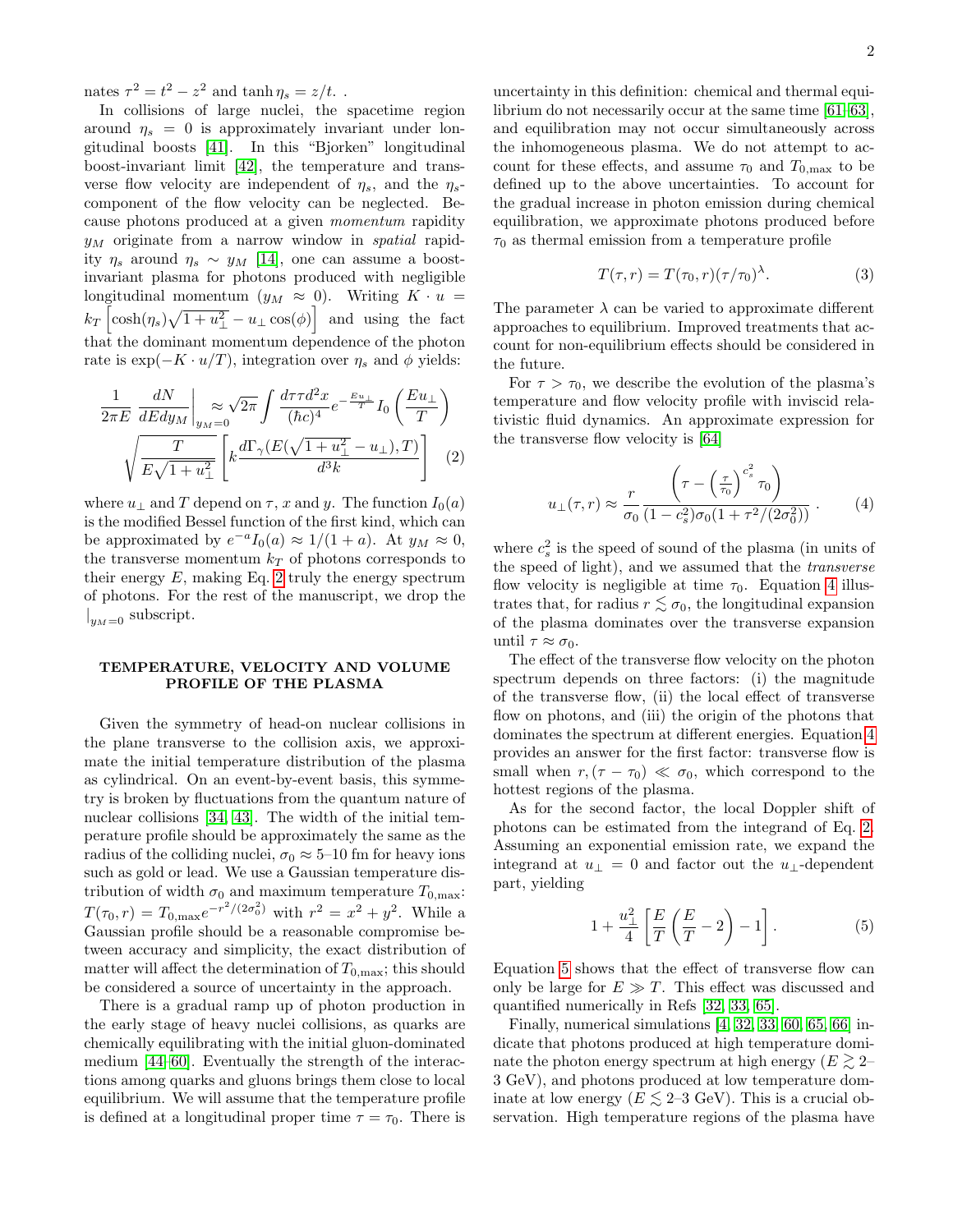nates $\tau^2 = t^2 - z^2$ and $\tanh \eta_s = z/t$. .

In collisions of large nuclei, the spacetime region around $\eta_s = 0$ is approximately invariant under longitudinal boosts [41]. In this "Bjorken" longitudinal boost-invariant limit [42], the temperature and transverse flow velocity are independent of $\eta_s$, and the $\eta_s$-component of the flow velocity can be neglected. Because photons produced at a given *momentum* rapidity $y_M$ originate from a narrow window in *spatial* rapidity $\eta_s$ around $\eta_s \sim y_M$ [14], one can assume a boost-invariant plasma for photons produced with negligible longitudinal momentum ($y_M \approx 0$). Writing $K \cdot u = k_T \left[\cosh(\eta_s)\sqrt{1+u_\perp^2} - u_\perp \cos(\phi)\right]$ and using the fact that the dominant momentum dependence of the photon rate is $\exp(-K \cdot u/T)$, integration over $\eta_s$ and $\phi$ yields:

$$\frac{1}{2\pi E}\frac{dN}{dE dy_M}\bigg|_{y_M=0} \approx \sqrt{2\pi}\int \frac{d\tau \tau d^2 x}{(\hbar c)^4} e^{-\frac{E u_\perp}{T}} I_0\left(\frac{E u_\perp}{T}\right) \sqrt{\frac{T}{E\sqrt{1+u_\perp^2}}}\left[k\frac{d\Gamma_\gamma(E(\sqrt{1+u_\perp^2}-u_\perp),T)}{d^3k}\right] \quad (2)$$

where $u_\perp$ and $T$ depend on $\tau$, $x$ and $y$. The function $I_0(a)$ is the modified Bessel function of the first kind, which can be approximated by $e^{-a}I_0(a) \approx 1/(1+a)$. At $y_M \approx 0$, the transverse momentum $k_T$ of photons corresponds to their energy $E$, making Eq. 2 truly the energy spectrum of photons. For the rest of the manuscript, we drop the $|_{y_M=0}$ subscript.

## TEMPERATURE, VELOCITY AND VOLUME PROFILE OF THE PLASMA

Given the symmetry of head-on nuclear collisions in the plane transverse to the collision axis, we approximate the initial temperature distribution of the plasma as cylindrical. On an event-by-event basis, this symmetry is broken by fluctuations from the quantum nature of nuclear collisions [34, 43]. The width of the initial temperature profile should be approximately the same as the radius of the colliding nuclei, $\sigma_0 \approx$ 5–10 fm for heavy ions such as gold or lead. We use a Gaussian temperature distribution of width $\sigma_0$ and maximum temperature $T_{0,\max}$: $T(\tau_0, r) = T_{0,\max} e^{-r^2/(2\sigma_0^2)}$ with $r^2 = x^2 + y^2$. While a Gaussian profile should be a reasonable compromise between accuracy and simplicity, the exact distribution of matter will affect the determination of $T_{0,\max}$; this should be considered a source of uncertainty in the approach.

There is a gradual ramp up of photon production in the early stage of heavy nuclei collisions, as quarks are chemically equilibrating with the initial gluon-dominated medium [44–60]. Eventually the strength of the interactions among quarks and gluons brings them close to local equilibrium. We will assume that the temperature profile is defined at a longitudinal proper time $\tau = \tau_0$. There is uncertainty in this definition: chemical and thermal equilibrium do not necessarily occur at the same time [61–63], and equilibration may not occur simultaneously across the inhomogeneous plasma. We do not attempt to account for these effects, and assume $\tau_0$ and $T_{0,\max}$ to be defined up to the above uncertainties. To account for the gradual increase in photon emission during chemical equilibration, we approximate photons produced before $\tau_0$ as thermal emission from a temperature profile

$$T(\tau, r) = T(\tau_0, r)(\tau/\tau_0)^\lambda. \quad (3)$$

The parameter $\lambda$ can be varied to approximate different approaches to equilibrium. Improved treatments that account for non-equilibrium effects should be considered in the future.

For $\tau > \tau_0$, we describe the evolution of the plasma's temperature and flow velocity profile with inviscid relativistic fluid dynamics. An approximate expression for the transverse flow velocity is [64]

$$u_\perp(\tau, r) \approx \frac{r}{\sigma_0}\frac{\left(\tau - \left(\frac{\tau}{\tau_0}\right)^{c_s^2}\tau_0\right)}{(1-c_s^2)\sigma_0(1+\tau^2/(2\sigma_0^2))}. \quad (4)$$

where $c_s^2$ is the speed of sound of the plasma (in units of the speed of light), and we assumed that the *transverse* flow velocity is negligible at time $\tau_0$. Equation 4 illustrates that, for radius $r \lesssim \sigma_0$, the longitudinal expansion of the plasma dominates over the transverse expansion until $\tau \approx \sigma_0$.

The effect of the transverse flow velocity on the photon spectrum depends on three factors: (i) the magnitude of the transverse flow, (ii) the local effect of transverse flow on photons, and (iii) the origin of the photons that dominates the spectrum at different energies. Equation 4 provides an answer for the first factor: transverse flow is small when $r, (\tau - \tau_0) \ll \sigma_0$, which correspond to the hottest regions of the plasma.

As for the second factor, the local Doppler shift of photons can be estimated from the integrand of Eq. 2. Assuming an exponential emission rate, we expand the integrand at $u_\perp = 0$ and factor out the $u_\perp$-dependent part, yielding

$$1 + \frac{u_\perp^2}{4}\left[\frac{E}{T}\left(\frac{E}{T} - 2\right) - 1\right]. \quad (5)$$

Equation 5 shows that the effect of transverse flow can only be large for $E \gg T$. This effect was discussed and quantified numerically in Refs [32, 33, 65].

Finally, numerical simulations [4, 32, 33, 60, 65, 66] indicate that photons produced at high temperature dominate the photon energy spectrum at high energy ($E \gtrsim$ 2–3 GeV), and photons produced at low temperature dominate at low energy ($E \lesssim$ 2–3 GeV). This is a crucial observation. High temperature regions of the plasma have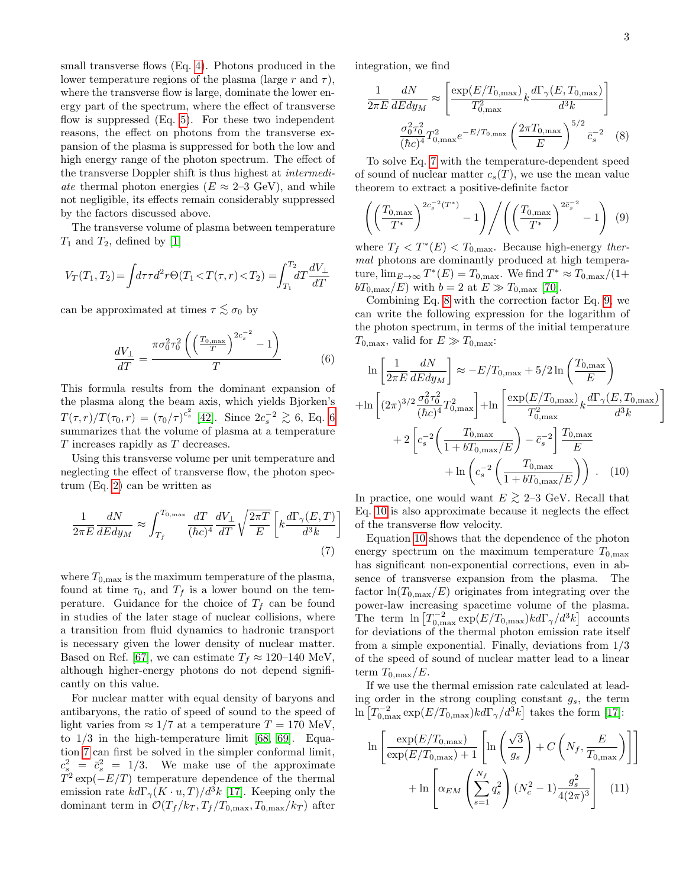small transverse flows (Eq. 4). Photons produced in the lower temperature regions of the plasma (large $r$ and $\tau$), where the transverse flow is large, dominate the lower energy part of the spectrum, where the effect of transverse flow is suppressed (Eq. 5). For these two independent reasons, the effect on photons from the transverse expansion of the plasma is suppressed for both the low and high energy range of the photon spectrum. The effect of the transverse Doppler shift is thus highest at *intermediate* thermal photon energies ($E \approx$ 2–3 GeV), and while not negligible, its effects remain considerably suppressed by the factors discussed above.

The transverse volume of plasma between temperature $T_1$ and $T_2$, defined by [1]

$$V_T(T_1, T_2) = \int d\tau \tau d^2 r \Theta(T_1 < T(\tau, r) < T_2) = \int_{T_1}^{T_2} dT \frac{dV_\perp}{dT}$$

can be approximated at times $\tau \lesssim \sigma_0$ by

$$\frac{dV_\perp}{dT} = \frac{\pi \sigma_0^2 \tau_0^2 \left( \left( \frac{T_{0,\max}}{T} \right)^{2 c_s^{-2}} - 1 \right)}{T} \tag{6}$$

This formula results from the dominant expansion of the plasma along the beam axis, which yields Bjorken's $T(\tau, r)/T(\tau_0, r) = (\tau_0/\tau)^{c_s^2}$ [42]. Since $2c_s^{-2} \gtrsim 6$, Eq. 6 summarizes that the volume of plasma at a temperature $T$ increases rapidly as $T$ decreases.

Using this transverse volume per unit temperature and neglecting the effect of transverse flow, the photon spectrum (Eq. 2) can be written as

$$\frac{1}{2\pi E} \frac{dN}{dE dy_M} \approx \int_{T_f}^{T_{0,\max}} \frac{dT}{(\hbar c)^4} \frac{dV_\perp}{dT} \sqrt{\frac{2\pi T}{E}} \left[ k \frac{d\Gamma_\gamma(E, T)}{d^3 k} \right] \tag{7}$$

where $T_{0,\max}$ is the maximum temperature of the plasma, found at time $\tau_0$, and $T_f$ is a lower bound on the temperature. Guidance for the choice of $T_f$ can be found in studies of the later stage of nuclear collisions, where a transition from fluid dynamics to hadronic transport is necessary given the lower density of nuclear matter. Based on Ref. [67], we can estimate $T_f \approx$ 120–140 MeV, although higher-energy photons do not depend significantly on this value.

For nuclear matter with equal density of baryons and antibaryons, the ratio of speed of sound to the speed of light varies from $\approx 1/7$ at a temperature $T = 170$ MeV, to $1/3$ in the high-temperature limit [68, 69]. Equation 7 can first be solved in the simpler conformal limit, $c_s^2 = \bar{c}_s^2 = 1/3$. We make use of the approximate $T^2 \exp(-E/T)$ temperature dependence of the thermal emission rate $k d\Gamma_\gamma(K \cdot u, T)/d^3 k$ [17]. Keeping only the dominant term in $\mathcal{O}(T_f/k_T, T_f/T_{0,\max}, T_{0,\max}/k_T)$ after integration, we find

$$\frac{1}{2\pi E} \frac{dN}{dE dy_M} \approx \left[ \frac{\exp(E/T_{0,\max})}{T_{0,\max}^2} k \frac{d\Gamma_\gamma(E, T_{0,\max})}{d^3 k} \right] \frac{\sigma_0^2 \tau_0^2}{(\hbar c)^4} T_{0,\max}^2 e^{-E/T_{0,\max}} \left( \frac{2\pi T_{0,\max}}{E} \right)^{5/2} \bar{c}_s^{-2} \tag{8}$$

To solve Eq. 7 with the temperature-dependent speed of sound of nuclear matter $c_s(T)$, we use the mean value theorem to extract a positive-definite factor

$$\left( \left( \frac{T_{0,\max}}{T^*} \right)^{2 c_s^{-2}(T^*)} - 1 \right) \Bigg/ \left( \left( \frac{T_{0,\max}}{T^*} \right)^{2 \bar{c}_s^{-2}} - 1 \right) \tag{9}$$

where $T_f < T^*(E) < T_{0,\max}$. Because high-energy *thermal* photons are dominantly produced at high temperature, $\lim_{E \to \infty} T^*(E) = T_{0,\max}$. We find $T^* \approx T_{0,\max}/(1 + b T_{0,\max}/E)$ with $b = 2$ at $E \gg T_{0,\max}$ [70].

Combining Eq. 8 with the correction factor Eq. 9, we can write the following expression for the logarithm of the photon spectrum, in terms of the initial temperature $T_{0,\max}$, valid for $E \gg T_{0,\max}$:

$$\begin{aligned}
\ln \left[ \frac{1}{2\pi E} \frac{dN}{dE dy_M} \right] &\approx -E/T_{0,\max} + 5/2 \ln \left( \frac{T_{0,\max}}{E} \right) \\
&+ \ln \left[ (2\pi)^{3/2} \frac{\sigma_0^2 \tau_0^2}{(\hbar c)^4} T_{0,\max}^2 \right] + \ln \left[ \frac{\exp(E/T_{0,\max})}{T_{0,\max}^2} k \frac{d\Gamma_\gamma(E, T_{0,\max})}{d^3 k} \right] \\
&+ 2 \left[ c_s^{-2} \left( \frac{T_{0,\max}}{1 + b T_{0,\max}/E} \right) - \bar{c}_s^{-2} \right] \frac{T_{0,\max}}{E} \\
&+ \ln \left( c_s^{-2} \left( \frac{T_{0,\max}}{1 + b T_{0,\max}/E} \right) \right) .
\end{aligned} \tag{10}$$

In practice, one would want $E \gtrsim$ 2–3 GeV. Recall that Eq. 10 is also approximate because it neglects the effect of the transverse flow velocity.

Equation 10 shows that the dependence of the photon energy spectrum on the maximum temperature $T_{0,\max}$ has significant non-exponential corrections, even in absence of transverse expansion from the plasma. The factor $\ln(T_{0,\max}/E)$ originates from integrating over the power-law increasing spacetime volume of the plasma. The term $\ln \left[ T_{0,\max}^{-2} \exp(E/T_{0,\max}) k d\Gamma_\gamma/d^3 k \right]$ accounts for deviations of the thermal photon emission rate itself from a simple exponential. Finally, deviations from $1/3$ of the speed of sound of nuclear matter lead to a linear term $T_{0,\max}/E$.

If we use the thermal emission rate calculated at leading order in the strong coupling constant $g_s$, the term $\ln \left[ T_{0,\max}^{-2} \exp(E/T_{0,\max}) k d\Gamma_\gamma/d^3 k \right]$ takes the form [17]:

$$\begin{aligned}
\ln &\left[ \frac{\exp(E/T_{0,\max})}{\exp(E/T_{0,\max}) + 1} \left[ \ln \left( \frac{\sqrt{3}}{g_s} \right) + C \left( N_f, \frac{E}{T_{0,\max}} \right) \right] \right] \\
&+ \ln \left[ \alpha_{EM} \left( \sum_{s=1}^{N_f} q_s^2 \right) (N_c^2 - 1) \frac{g_s^2}{4(2\pi)^3} \right]
\end{aligned} \tag{11}$$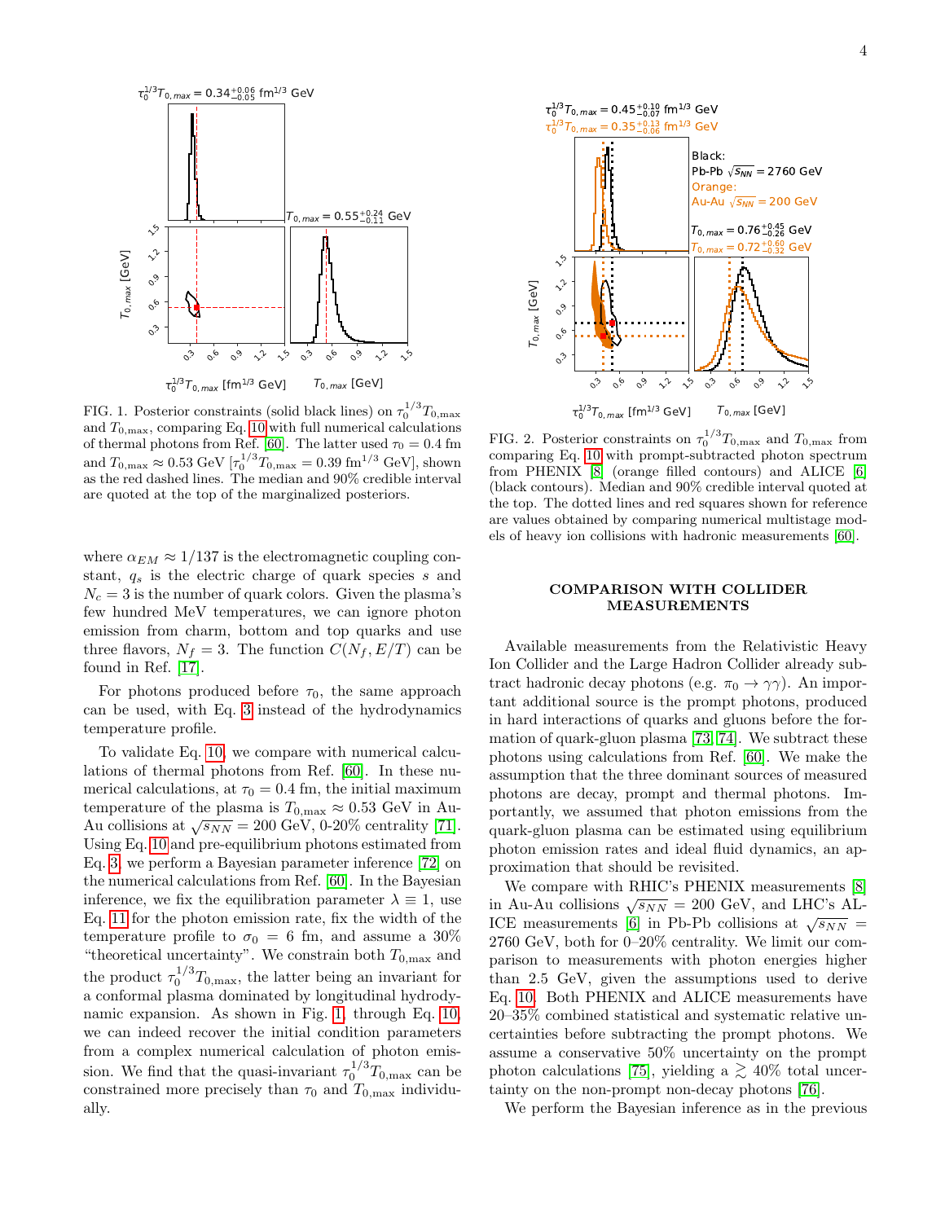FIG. 1. Posterior constraints (solid black lines) on $\tau_0^{1/3} T_{0,\max}$ and $T_{0,\max}$, comparing Eq. 10 with full numerical calculations of thermal photons from Ref. [60]. The latter used $\tau_0 = 0.4$ fm and $T_{0,\max} \approx 0.53$ GeV [$\tau_0^{1/3} T_{0,\max} = 0.39$ fm$^{1/3}$ GeV], shown as the red dashed lines. The median and 90% credible interval are quoted at the top of the marginalized posteriors.

FIG. 2. Posterior constraints on $\tau_0^{1/3} T_{0,\max}$ and $T_{0,\max}$ from comparing Eq. 10 with prompt-subtracted photon spectrum from PHENIX [8] (orange filled contours) and ALICE [6] (black contours). Median and 90% credible interval quoted at the top. The dotted lines and red squares shown for reference are values obtained by comparing numerical multistage models of heavy ion collisions with hadronic measurements [60].

where $\alpha_{EM} \approx 1/137$ is the electromagnetic coupling constant, $q_s$ is the electric charge of quark species $s$ and $N_c = 3$ is the number of quark colors. Given the plasma's few hundred MeV temperatures, we can ignore photon emission from charm, bottom and top quarks and use three flavors, $N_f = 3$. The function $C(N_f, E/T)$ can be found in Ref. [17].

For photons produced before $\tau_0$, the same approach can be used, with Eq. 3 instead of the hydrodynamics temperature profile.

To validate Eq. 10, we compare with numerical calculations of thermal photons from Ref. [60]. In these numerical calculations, at $\tau_0 = 0.4$ fm, the initial maximum temperature of the plasma is $T_{0,\max} \approx 0.53$ GeV in Au-Au collisions at $\sqrt{s_{NN}} = 200$ GeV, 0-20% centrality [71]. Using Eq. 10 and pre-equilibrium photons estimated from Eq. 3, we perform a Bayesian parameter inference [72] on the numerical calculations from Ref. [60]. In the Bayesian inference, we fix the equilibration parameter $\lambda \equiv 1$, use Eq. 11 for the photon emission rate, fix the width of the temperature profile to $\sigma_0 = 6$ fm, and assume a 30% "theoretical uncertainty". We constrain both $T_{0,\max}$ and the product $\tau_0^{1/3} T_{0,\max}$, the latter being an invariant for a conformal plasma dominated by longitudinal hydrodynamic expansion. As shown in Fig. 1, through Eq. 10, we can indeed recover the initial condition parameters from a complex numerical calculation of photon emission. We find that the quasi-invariant $\tau_0^{1/3} T_{0,\max}$ can be constrained more precisely than $\tau_0$ and $T_{0,\max}$ individually.

## COMPARISON WITH COLLIDER MEASUREMENTS

Available measurements from the Relativistic Heavy Ion Collider and the Large Hadron Collider already subtract hadronic decay photons (e.g. $\pi_0 \to \gamma\gamma$). An important additional source is the prompt photons, produced in hard interactions of quarks and gluons before the formation of quark-gluon plasma [73, 74]. We subtract these photons using calculations from Ref. [60]. We make the assumption that the three dominant sources of measured photons are decay, prompt and thermal photons. Importantly, we assumed that photon emissions from the quark-gluon plasma can be estimated using equilibrium photon emission rates and ideal fluid dynamics, an approximation that should be revisited.

We compare with RHIC's PHENIX measurements [8] in Au-Au collisions $\sqrt{s_{NN}} = 200$ GeV, and LHC's ALICE measurements [6] in Pb-Pb collisions at $\sqrt{s_{NN}} = 2760$ GeV, both for 0–20% centrality. We limit our comparison to measurements with photon energies higher than 2.5 GeV, given the assumptions used to derive Eq. 10. Both PHENIX and ALICE measurements have 20–35% combined statistical and systematic relative uncertainties before subtracting the prompt photons. We assume a conservative 50% uncertainty on the prompt photon calculations [75], yielding a $\gtrsim 40\%$ total uncertainty on the non-prompt non-decay photons [76].

We perform the Bayesian inference as in the previous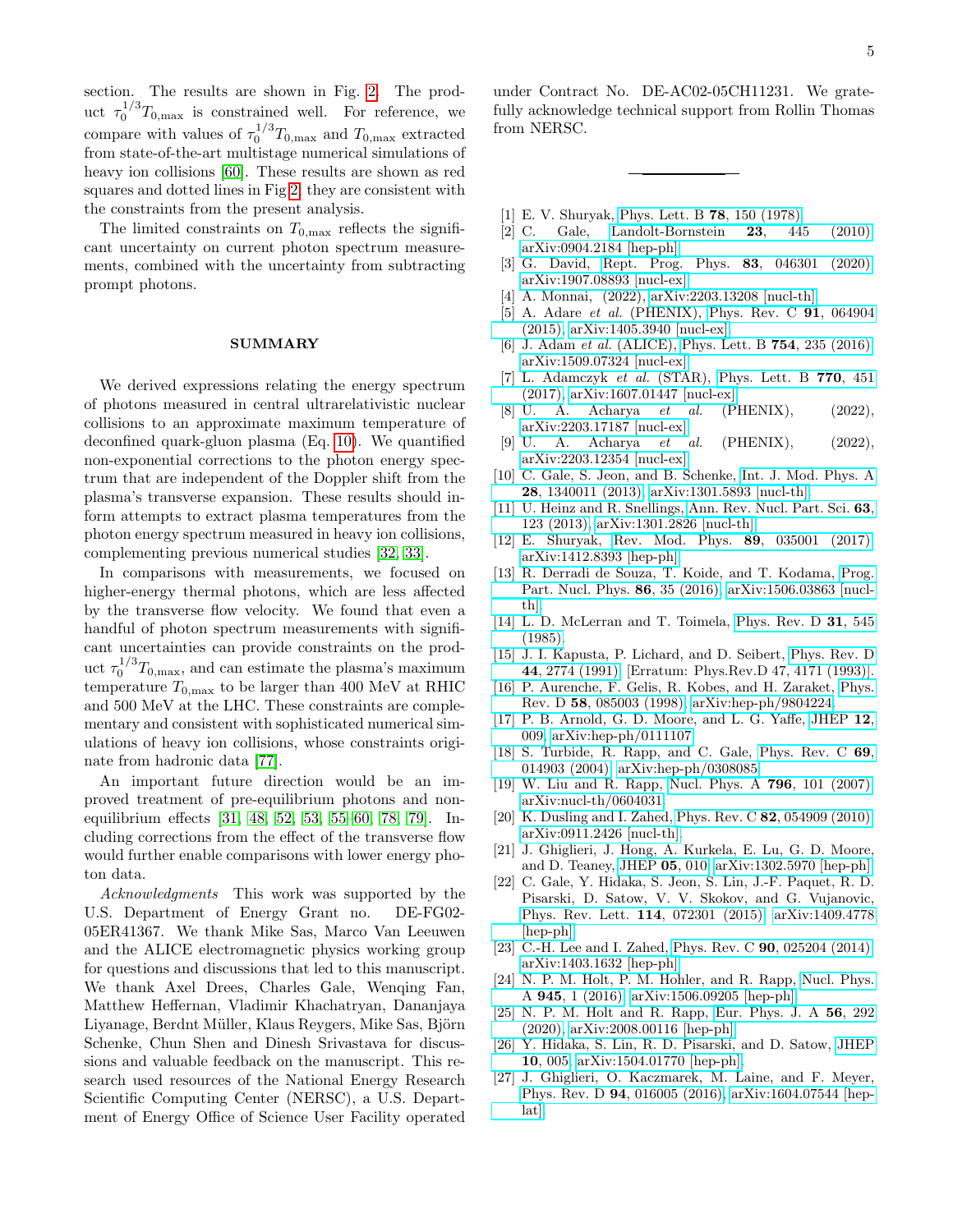section. The results are shown in Fig. 2. The product $\tau_0^{1/3} T_{0,\max}$ is constrained well. For reference, we compare with values of $\tau_0^{1/3} T_{0,\max}$ and $T_{0,\max}$ extracted from state-of-the-art multistage numerical simulations of heavy ion collisions [60]. These results are shown as red squares and dotted lines in Fig 2; they are consistent with the constraints from the present analysis.

The limited constraints on $T_{0,\max}$ reflects the significant uncertainty on current photon spectrum measurements, combined with the uncertainty from subtracting prompt photons.

## SUMMARY

We derived expressions relating the energy spectrum of photons measured in central ultrarelativistic nuclear collisions to an approximate maximum temperature of deconfined quark-gluon plasma (Eq. 10). We quantified non-exponential corrections to the photon energy spectrum that are independent of the Doppler shift from the plasma's transverse expansion. These results should inform attempts to extract plasma temperatures from the photon energy spectrum measured in heavy ion collisions, complementing previous numerical studies [32, 33].

In comparisons with measurements, we focused on higher-energy thermal photons, which are less affected by the transverse flow velocity. We found that even a handful of photon spectrum measurements with significant uncertainties can provide constraints on the product $\tau_0^{1/3} T_{0,\max}$, and can estimate the plasma's maximum temperature $T_{0,\max}$ to be larger than 400 MeV at RHIC and 500 MeV at the LHC. These constraints are complementary and consistent with sophisticated numerical simulations of heavy ion collisions, whose constraints originate from hadronic data [77].

An important future direction would be an improved treatment of pre-equilibrium photons and non-equilibrium effects [31, 48, 52, 53, 55–60, 78, 79]. Including corrections from the effect of the transverse flow would further enable comparisons with lower energy photon data.

*Acknowledgments* This work was supported by the U.S. Department of Energy Grant no. DE-FG02-05ER41367. We thank Mike Sas, Marco Van Leeuwen and the ALICE electromagnetic physics working group for questions and discussions that led to this manuscript. We thank Axel Drees, Charles Gale, Wenqing Fan, Matthew Heffernan, Vladimir Khachatryan, Dananjaya Liyanage, Berdnt Müller, Klaus Reygers, Mike Sas, Björn Schenke, Chun Shen and Dinesh Srivastava for discussions and valuable feedback on the manuscript. This research used resources of the National Energy Research Scientific Computing Center (NERSC), a U.S. Department of Energy Office of Science User Facility operated under Contract No. DE-AC02-05CH11231. We gratefully acknowledge technical support from Rollin Thomas from NERSC.

---

[1] E. V. Shuryak, Phys. Lett. B **78**, 150 (1978).
[2] C. Gale, Landolt-Bornstein **23**, 445 (2010), arXiv:0904.2184 [hep-ph].
[3] G. David, Rept. Prog. Phys. **83**, 046301 (2020), arXiv:1907.08893 [nucl-ex].
[4] A. Monnai, (2022), arXiv:2203.13208 [nucl-th].
[5] A. Adare *et al.* (PHENIX), Phys. Rev. C **91**, 064904 (2015), arXiv:1405.3940 [nucl-ex].
[6] J. Adam *et al.* (ALICE), Phys. Lett. B **754**, 235 (2016), arXiv:1509.07324 [nucl-ex].
[7] L. Adamczyk *et al.* (STAR), Phys. Lett. B **770**, 451 (2017), arXiv:1607.01447 [nucl-ex].
[8] U. A. Acharya *et al.* (PHENIX), (2022), arXiv:2203.17187 [nucl-ex].
[9] U. A. Acharya *et al.* (PHENIX), (2022), arXiv:2203.12354 [nucl-ex].
[10] C. Gale, S. Jeon, and B. Schenke, Int. J. Mod. Phys. A **28**, 1340011 (2013), arXiv:1301.5893 [nucl-th].
[11] U. Heinz and R. Snellings, Ann. Rev. Nucl. Part. Sci. **63**, 123 (2013), arXiv:1301.2826 [nucl-th].
[12] E. Shuryak, Rev. Mod. Phys. **89**, 035001 (2017), arXiv:1412.8393 [hep-ph].
[13] R. Derradi de Souza, T. Koide, and T. Kodama, Prog. Part. Nucl. Phys. **86**, 35 (2016), arXiv:1506.03863 [nucl-th].
[14] L. D. McLerran and T. Toimela, Phys. Rev. D **31**, 545 (1985).
[15] J. I. Kapusta, P. Lichard, and D. Seibert, Phys. Rev. D **44**, 2774 (1991), [Erratum: Phys.Rev.D 47, 4171 (1993)].
[16] P. Aurenche, F. Gelis, R. Kobes, and H. Zaraket, Phys. Rev. D **58**, 085003 (1998), arXiv:hep-ph/9804224.
[17] P. B. Arnold, G. D. Moore, and L. G. Yaffe, JHEP **12**, 009, arXiv:hep-ph/0111107.
[18] S. Turbide, R. Rapp, and C. Gale, Phys. Rev. C **69**, 014903 (2004), arXiv:hep-ph/0308085.
[19] W. Liu and R. Rapp, Nucl. Phys. A **796**, 101 (2007), arXiv:nucl-th/0604031.
[20] K. Dusling and I. Zahed, Phys. Rev. C **82**, 054909 (2010), arXiv:0911.2426 [nucl-th].
[21] J. Ghiglieri, J. Hong, A. Kurkela, E. Lu, G. D. Moore, and D. Teaney, JHEP **05**, 010, arXiv:1302.5970 [hep-ph].
[22] C. Gale, Y. Hidaka, S. Jeon, S. Lin, J.-F. Paquet, R. D. Pisarski, D. Satow, V. V. Skokov, and G. Vujanovic, Phys. Rev. Lett. **114**, 072301 (2015), arXiv:1409.4778 [hep-ph].
[23] C.-H. Lee and I. Zahed, Phys. Rev. C **90**, 025204 (2014), arXiv:1403.1632 [hep-ph].
[24] N. P. M. Holt, P. M. Hohler, and R. Rapp, Nucl. Phys. A **945**, 1 (2016), arXiv:1506.09205 [hep-ph].
[25] N. P. M. Holt and R. Rapp, Eur. Phys. J. A **56**, 292 (2020), arXiv:2008.00116 [hep-ph].
[26] Y. Hidaka, S. Lin, R. D. Pisarski, and D. Satow, JHEP **10**, 005, arXiv:1504.01770 [hep-ph].
[27] J. Ghiglieri, O. Kaczmarek, M. Laine, and F. Meyer, Phys. Rev. D **94**, 016005 (2016), arXiv:1604.07544 [hep-lat].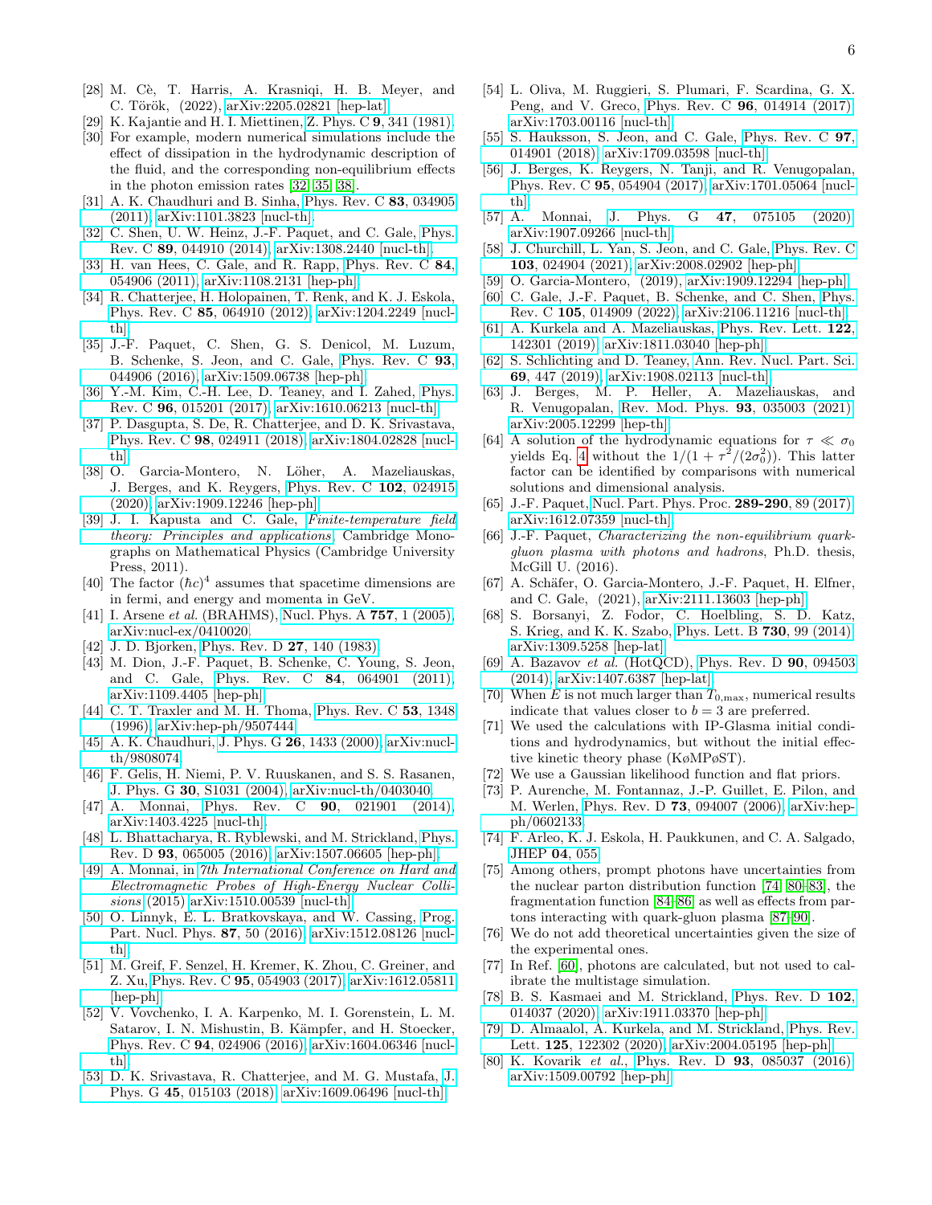[28] M. Cè, T. Harris, A. Krasniqi, H. B. Meyer, and C. Török, (2022), arXiv:2205.02821 [hep-lat].

[29] K. Kajantie and H. I. Miettinen, Z. Phys. C **9**, 341 (1981).

[30] For example, modern numerical simulations include the effect of dissipation in the hydrodynamic description of the fluid, and the corresponding non-equilibrium effects in the photon emission rates [32, 35, 38].

[31] A. K. Chaudhuri and B. Sinha, Phys. Rev. C **83**, 034905 (2011), arXiv:1101.3823 [nucl-th].

[32] C. Shen, U. W. Heinz, J.-F. Paquet, and C. Gale, Phys. Rev. C **89**, 044910 (2014), arXiv:1308.2440 [nucl-th].

[33] H. van Hees, C. Gale, and R. Rapp, Phys. Rev. C **84**, 054906 (2011), arXiv:1108.2131 [hep-ph].

[34] R. Chatterjee, H. Holopainen, T. Renk, and K. J. Eskola, Phys. Rev. C **85**, 064910 (2012), arXiv:1204.2249 [nucl-th].

[35] J.-F. Paquet, C. Shen, G. S. Denicol, M. Luzum, B. Schenke, S. Jeon, and C. Gale, Phys. Rev. C **93**, 044906 (2016), arXiv:1509.06738 [hep-ph].

[36] Y.-M. Kim, C.-H. Lee, D. Teaney, and I. Zahed, Phys. Rev. C **96**, 015201 (2017), arXiv:1610.06213 [nucl-th].

[37] P. Dasgupta, S. De, R. Chatterjee, and D. K. Srivastava, Phys. Rev. C **98**, 024911 (2018), arXiv:1804.02828 [nucl-th].

[38] O. Garcia-Montero, N. Löher, A. Mazeliauskas, J. Berges, and K. Reygers, Phys. Rev. C **102**, 024915 (2020), arXiv:1909.12246 [hep-ph].

[39] J. I. Kapusta and C. Gale, *Finite-temperature field theory: Principles and applications*, Cambridge Monographs on Mathematical Physics (Cambridge University Press, 2011).

[40] The factor $(\hbar c)^4$ assumes that spacetime dimensions are in fermi, and energy and momenta in GeV.

[41] I. Arsene *et al.* (BRAHMS), Nucl. Phys. A **757**, 1 (2005), arXiv:nucl-ex/0410020.

[42] J. D. Bjorken, Phys. Rev. D **27**, 140 (1983).

[43] M. Dion, J.-F. Paquet, B. Schenke, C. Young, S. Jeon, and C. Gale, Phys. Rev. C **84**, 064901 (2011), arXiv:1109.4405 [hep-ph].

[44] C. T. Traxler and M. H. Thoma, Phys. Rev. C **53**, 1348 (1996), arXiv:hep-ph/9507444.

[45] A. K. Chaudhuri, J. Phys. G **26**, 1433 (2000), arXiv:nucl-th/9808074.

[46] F. Gelis, H. Niemi, P. V. Ruuskanen, and S. S. Rasanen, J. Phys. G **30**, S1031 (2004), arXiv:nucl-th/0403040.

[47] A. Monnai, Phys. Rev. C **90**, 021901 (2014), arXiv:1403.4225 [nucl-th].

[48] L. Bhattacharya, R. Ryblewski, and M. Strickland, Phys. Rev. D **93**, 065005 (2016), arXiv:1507.06605 [hep-ph].

[49] A. Monnai, in *7th International Conference on Hard and Electromagnetic Probes of High-Energy Nuclear Collisions* (2015) arXiv:1510.00539 [nucl-th].

[50] O. Linnyk, E. L. Bratkovskaya, and W. Cassing, Prog. Part. Nucl. Phys. **87**, 50 (2016), arXiv:1512.08126 [nucl-th].

[51] M. Greif, F. Senzel, H. Kremer, K. Zhou, C. Greiner, and Z. Xu, Phys. Rev. C **95**, 054903 (2017), arXiv:1612.05811 [hep-ph].

[52] V. Vovchenko, I. A. Karpenko, M. I. Gorenstein, L. M. Satarov, I. N. Mishustin, B. Kämpfer, and H. Stoecker, Phys. Rev. C **94**, 024906 (2016), arXiv:1604.06346 [nucl-th].

[53] D. K. Srivastava, R. Chatterjee, and M. G. Mustafa, J. Phys. G **45**, 015103 (2018), arXiv:1609.06496 [nucl-th].

[54] L. Oliva, M. Ruggieri, S. Plumari, F. Scardina, G. X. Peng, and V. Greco, Phys. Rev. C **96**, 014914 (2017), arXiv:1703.00116 [nucl-th].

[55] S. Hauksson, S. Jeon, and C. Gale, Phys. Rev. C **97**, 014901 (2018), arXiv:1709.03598 [nucl-th].

[56] J. Berges, K. Reygers, N. Tanji, and R. Venugopalan, Phys. Rev. C **95**, 054904 (2017), arXiv:1701.05064 [nucl-th].

[57] A. Monnai, J. Phys. G **47**, 075105 (2020), arXiv:1907.09266 [nucl-th].

[58] J. Churchill, L. Yan, S. Jeon, and C. Gale, Phys. Rev. C **103**, 024904 (2021), arXiv:2008.02902 [hep-ph].

[59] O. Garcia-Montero, (2019), arXiv:1909.12294 [hep-ph].

[60] C. Gale, J.-F. Paquet, B. Schenke, and C. Shen, Phys. Rev. C **105**, 014909 (2022), arXiv:2106.11216 [nucl-th].

[61] A. Kurkela and A. Mazeliauskas, Phys. Rev. Lett. **122**, 142301 (2019), arXiv:1811.03040 [hep-ph].

[62] S. Schlichting and D. Teaney, Ann. Rev. Nucl. Part. Sci. **69**, 447 (2019), arXiv:1908.02113 [nucl-th].

[63] J. Berges, M. P. Heller, A. Mazeliauskas, and R. Venugopalan, Rev. Mod. Phys. **93**, 035003 (2021), arXiv:2005.12299 [hep-th].

[64] A solution of the hydrodynamic equations for $\tau \ll \sigma_0$ yields Eq. 4 without the $1/(1+\tau^2/(2\sigma_0^2))$. This latter factor can be identified by comparisons with numerical solutions and dimensional analysis.

[65] J.-F. Paquet, Nucl. Part. Phys. Proc. **289-290**, 89 (2017), arXiv:1612.07359 [nucl-th].

[66] J.-F. Paquet, *Characterizing the non-equilibrium quark-gluon plasma with photons and hadrons*, Ph.D. thesis, McGill U. (2016).

[67] A. Schäfer, O. Garcia-Montero, J.-F. Paquet, H. Elfner, and C. Gale, (2021), arXiv:2111.13603 [hep-ph].

[68] S. Borsanyi, Z. Fodor, C. Hoelbling, S. D. Katz, S. Krieg, and K. K. Szabo, Phys. Lett. B **730**, 99 (2014), arXiv:1309.5258 [hep-lat].

[69] A. Bazavov *et al.* (HotQCD), Phys. Rev. D **90**, 094503 (2014), arXiv:1407.6387 [hep-lat].

[70] When $E$ is not much larger than $T_{0,\max}$, numerical results indicate that values closer to $b = 3$ are preferred.

[71] We used the calculations with IP-Glasma initial conditions and hydrodynamics, but without the initial effective kinetic theory phase (KøMPøST).

[72] We use a Gaussian likelihood function and flat priors.

[73] P. Aurenche, M. Fontannaz, J.-P. Guillet, E. Pilon, and M. Werlen, Phys. Rev. D **73**, 094007 (2006), arXiv:hep-ph/0602133.

[74] F. Arleo, K. J. Eskola, H. Paukkunen, and C. A. Salgado, JHEP **04**, 055.

[75] Among others, prompt photons have uncertainties from the nuclear parton distribution function [74, 80–83], the fragmentation function [84–86] as well as effects from partons interacting with quark-gluon plasma [87–90].

[76] We do not add theoretical uncertainties given the size of the experimental ones.

[77] In Ref. [60], photons are calculated, but not used to calibrate the multistage simulation.

[78] B. S. Kasmaei and M. Strickland, Phys. Rev. D **102**, 014037 (2020), arXiv:1911.03370 [hep-ph].

[79] D. Almaalol, A. Kurkela, and M. Strickland, Phys. Rev. Lett. **125**, 122302 (2020), arXiv:2004.05195 [hep-ph].

[80] K. Kovarik *et al.*, Phys. Rev. D **93**, 085037 (2016), arXiv:1509.00792 [hep-ph].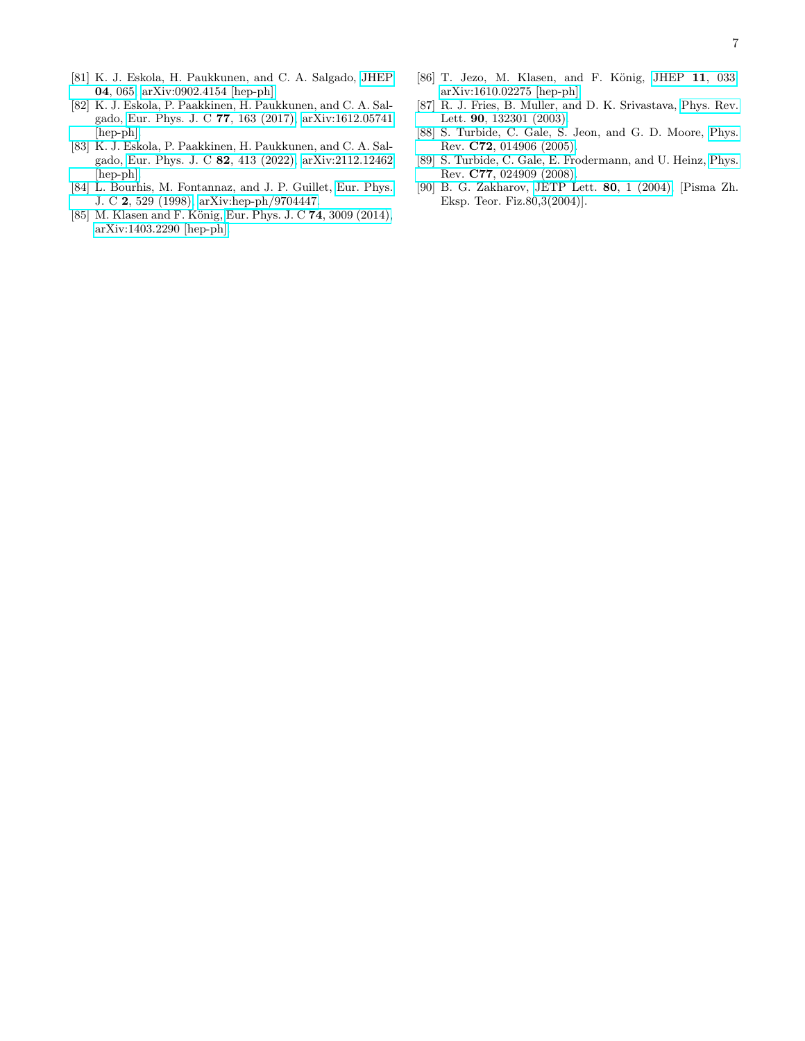[81] K. J. Eskola, H. Paukkunen, and C. A. Salgado, JHEP **04**, 065, arXiv:0902.4154 [hep-ph].

[82] K. J. Eskola, P. Paakkinen, H. Paukkunen, and C. A. Salgado, Eur. Phys. J. C **77**, 163 (2017), arXiv:1612.05741 [hep-ph].

[83] K. J. Eskola, P. Paakkinen, H. Paukkunen, and C. A. Salgado, Eur. Phys. J. C **82**, 413 (2022), arXiv:2112.12462 [hep-ph].

[84] L. Bourhis, M. Fontannaz, and J. P. Guillet, Eur. Phys. J. C **2**, 529 (1998), arXiv:hep-ph/9704447.

[85] M. Klasen and F. König, Eur. Phys. J. C **74**, 3009 (2014), arXiv:1403.2290 [hep-ph].

[86] T. Jezo, M. Klasen, and F. König, JHEP **11**, 033, arXiv:1610.02275 [hep-ph].

[87] R. J. Fries, B. Muller, and D. K. Srivastava, Phys. Rev. Lett. **90**, 132301 (2003).

[88] S. Turbide, C. Gale, S. Jeon, and G. D. Moore, Phys. Rev. **C72**, 014906 (2005).

[89] S. Turbide, C. Gale, E. Frodermann, and U. Heinz, Phys. Rev. **C77**, 024909 (2008).

[90] B. G. Zakharov, JETP Lett. **80**, 1 (2004), [Pisma Zh. Eksp. Teor. Fiz.80,3(2004)].